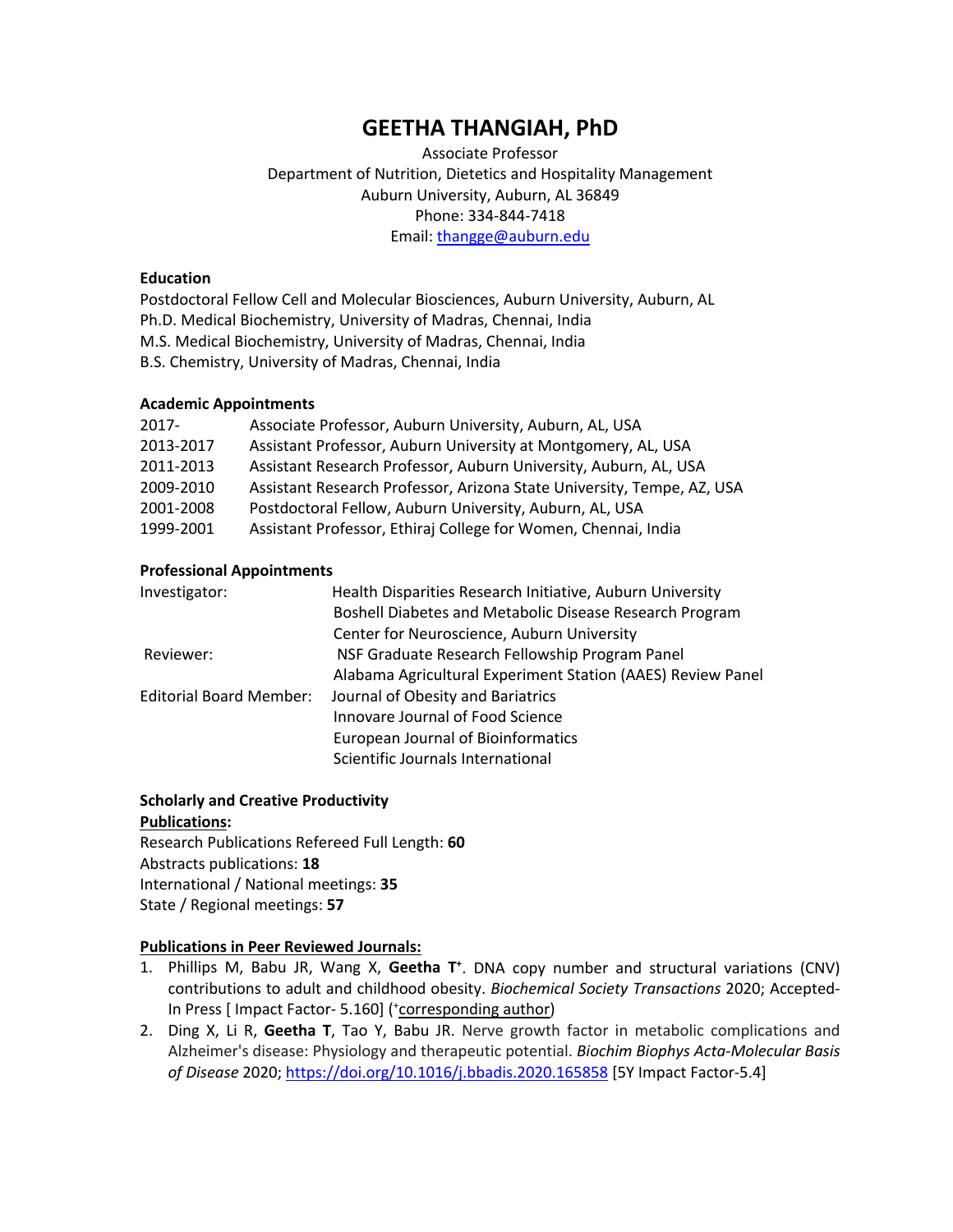# GEETHA THANGIAH, PhD

Associate Professor
Department of Nutrition, Dietetics and Hospitality Management
Auburn University, Auburn, AL 36849
Phone: 334-844-7418
Email: thangge@auburn.edu

### Education

Postdoctoral Fellow Cell and Molecular Biosciences, Auburn University, Auburn, AL
Ph.D. Medical Biochemistry, University of Madras, Chennai, India
M.S. Medical Biochemistry, University of Madras, Chennai, India
B.S. Chemistry, University of Madras, Chennai, India

### Academic Appointments

| | |
|---|---|
| 2017- | Associate Professor, Auburn University, Auburn, AL, USA |
| 2013-2017 | Assistant Professor, Auburn University at Montgomery, AL, USA |
| 2011-2013 | Assistant Research Professor, Auburn University, Auburn, AL, USA |
| 2009-2010 | Assistant Research Professor, Arizona State University, Tempe, AZ, USA |
| 2001-2008 | Postdoctoral Fellow, Auburn University, Auburn, AL, USA |
| 1999-2001 | Assistant Professor, Ethiraj College for Women, Chennai, India |

### Professional Appointments

| | |
|---|---|
| Investigator: | Health Disparities Research Initiative, Auburn University |
| | Boshell Diabetes and Metabolic Disease Research Program |
| | Center for Neuroscience, Auburn University |
| Reviewer: | NSF Graduate Research Fellowship Program Panel |
| | Alabama Agricultural Experiment Station (AAES) Review Panel |
| Editorial Board Member: | Journal of Obesity and Bariatrics |
| | Innovare Journal of Food Science |
| | European Journal of Bioinformatics |
| | Scientific Journals International |

### Scholarly and Creative Productivity

**Publications:**

Research Publications Refereed Full Length: **60**
Abstracts publications: **18**
International / National meetings: **35**
State / Regional meetings: **57**

**Publications in Peer Reviewed Journals:**

1. Phillips M, Babu JR, Wang X, **Geetha T**[+]. DNA copy number and structural variations (CNV) contributions to adult and childhood obesity. *Biochemical Society Transactions* 2020; Accepted-In Press [ Impact Factor- 5.160] ([+]corresponding author)
2. Ding X, Li R, **Geetha T**, Tao Y, Babu JR. Nerve growth factor in metabolic complications and Alzheimer's disease: Physiology and therapeutic potential. *Biochim Biophys Acta-Molecular Basis of Disease* 2020; https://doi.org/10.1016/j.bbadis.2020.165858 [5Y Impact Factor-5.4]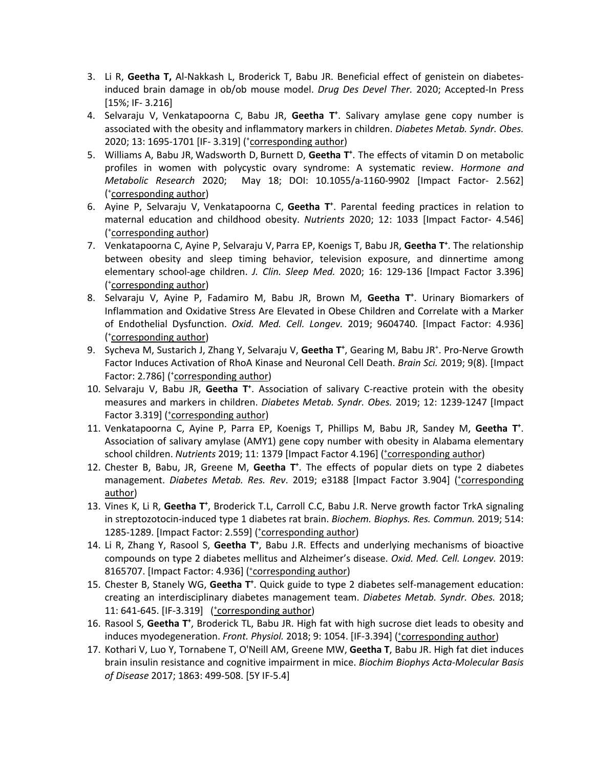3. Li R, **Geetha T,** Al-Nakkash L, Broderick T, Babu JR. Beneficial effect of genistein on diabetes-induced brain damage in ob/ob mouse model. *Drug Des Devel Ther.* 2020; Accepted-In Press [15%; IF- 3.216]
4. Selvaraju V, Venkatapoorna C, Babu JR, **Geetha T**[+]. Salivary amylase gene copy number is associated with the obesity and inflammatory markers in children. *Diabetes Metab. Syndr. Obes.* 2020; 13: 1695-1701 [IF- 3.319] ([+]corresponding author)
5. Williams A, Babu JR, Wadsworth D, Burnett D, **Geetha T**[+]. The effects of vitamin D on metabolic profiles in women with polycystic ovary syndrome: A systematic review. *Hormone and Metabolic Research* 2020; May 18; DOI: 10.1055/a-1160-9902 [Impact Factor- 2.562] ([+]corresponding author)
6. Ayine P, Selvaraju V, Venkatapoorna C, **Geetha T**[+]. Parental feeding practices in relation to maternal education and childhood obesity. *Nutrients* 2020; 12: 1033 [Impact Factor- 4.546] ([+]corresponding author)
7. Venkatapoorna C, Ayine P, Selvaraju V, Parra EP, Koenigs T, Babu JR, **Geetha T**[+]. The relationship between obesity and sleep timing behavior, television exposure, and dinnertime among elementary school-age children. *J. Clin. Sleep Med.* 2020; 16: 129-136 [Impact Factor 3.396] ([+]corresponding author)
8. Selvaraju V, Ayine P, Fadamiro M, Babu JR, Brown M, **Geetha T**[+]. Urinary Biomarkers of Inflammation and Oxidative Stress Are Elevated in Obese Children and Correlate with a Marker of Endothelial Dysfunction. *Oxid. Med. Cell. Longev.* 2019; 9604740. [Impact Factor: 4.936] ([+]corresponding author)
9. Sycheva M, Sustarich J, Zhang Y, Selvaraju V, **Geetha T**[+], Gearing M, Babu JR[+]. Pro-Nerve Growth Factor Induces Activation of RhoA Kinase and Neuronal Cell Death. *Brain Sci.* 2019; 9(8). [Impact Factor: 2.786] ([+]corresponding author)
10. Selvaraju V, Babu JR, **Geetha T**[+]. Association of salivary C-reactive protein with the obesity measures and markers in children. *Diabetes Metab. Syndr. Obes.* 2019; 12: 1239-1247 [Impact Factor 3.319] ([+]corresponding author)
11. Venkatapoorna C, Ayine P, Parra EP, Koenigs T, Phillips M, Babu JR, Sandey M, **Geetha T**[+]. Association of salivary amylase (AMY1) gene copy number with obesity in Alabama elementary school children. *Nutrients* 2019; 11: 1379 [Impact Factor 4.196] ([+]corresponding author)
12. Chester B, Babu, JR, Greene M, **Geetha T**[+]. The effects of popular diets on type 2 diabetes management. *Diabetes Metab. Res. Rev*. 2019; e3188 [Impact Factor 3.904] ([+]corresponding author)
13. Vines K, Li R, **Geetha T**[+], Broderick T.L, Carroll C.C, Babu J.R. Nerve growth factor TrkA signaling in streptozotocin-induced type 1 diabetes rat brain. *Biochem. Biophys. Res. Commun.* 2019; 514: 1285-1289. [Impact Factor: 2.559] ([+]corresponding author)
14. Li R, Zhang Y, Rasool S, **Geetha T**[+], Babu J.R. Effects and underlying mechanisms of bioactive compounds on type 2 diabetes mellitus and Alzheimer's disease. *Oxid. Med. Cell. Longev.* 2019: 8165707. [Impact Factor: 4.936] ([+]corresponding author)
15. Chester B, Stanely WG, **Geetha T**[+]. Quick guide to type 2 diabetes self-management education: creating an interdisciplinary diabetes management team. *Diabetes Metab. Syndr. Obes.* 2018; 11: 641-645. [IF-3.319] ([+]corresponding author)
16. Rasool S, **Geetha T**[+], Broderick TL, Babu JR. High fat with high sucrose diet leads to obesity and induces myodegeneration. *Front. Physiol.* 2018; 9: 1054. [IF-3.394] ([+]corresponding author)
17. Kothari V, Luo Y, Tornabene T, O'Neill AM, Greene MW, **Geetha T**, Babu JR. High fat diet induces brain insulin resistance and cognitive impairment in mice. *Biochim Biophys Acta-Molecular Basis of Disease* 2017; 1863: 499-508. [5Y IF-5.4]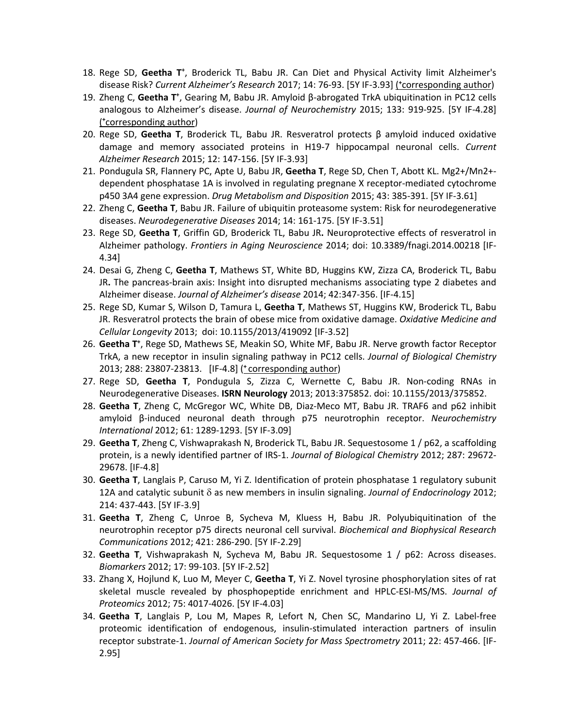18. Rege SD, **Geetha T**[+], Broderick TL, Babu JR. Can Diet and Physical Activity limit Alzheimer's disease Risk? *Current Alzheimer's Research* 2017; 14: 76-93. [5Y IF-3.93] ([+]corresponding author)
19. Zheng C, **Geetha T**[+], Gearing M, Babu JR. Amyloid β-abrogated TrkA ubiquitination in PC12 cells analogous to Alzheimer's disease. *Journal of Neurochemistry* 2015; 133: 919-925. [5Y IF-4.28] ([+]corresponding author)
20. Rege SD, **Geetha T**, Broderick TL, Babu JR. Resveratrol protects β amyloid induced oxidative damage and memory associated proteins in H19-7 hippocampal neuronal cells. *Current Alzheimer Research* 2015; 12: 147-156. [5Y IF-3.93]
21. Pondugula SR, Flannery PC, Apte U, Babu JR, **Geetha T**, Rege SD, Chen T, Abott KL. Mg2+/Mn2+-dependent phosphatase 1A is involved in regulating pregnane X receptor-mediated cytochrome p450 3A4 gene expression. *Drug Metabolism and Disposition* 2015; 43: 385-391. [5Y IF-3.61]
22. Zheng C, **Geetha T**, Babu JR. Failure of ubiquitin proteasome system: Risk for neurodegenerative diseases. *Neurodegenerative Diseases* 2014; 14: 161-175. [5Y IF-3.51]
23. Rege SD, **Geetha T**, Griffin GD, Broderick TL, Babu JR**.** Neuroprotective effects of resveratrol in Alzheimer pathology. *Frontiers in Aging Neuroscience* 2014; doi: 10.3389/fnagi.2014.00218 [IF-4.34]
24. Desai G, Zheng C, **Geetha T**, Mathews ST, White BD, Huggins KW, Zizza CA, Broderick TL, Babu JR**.** The pancreas-brain axis: Insight into disrupted mechanisms associating type 2 diabetes and Alzheimer disease. *Journal of Alzheimer's disease* 2014; 42:347-356. [IF-4.15]
25. Rege SD, Kumar S, Wilson D, Tamura L, **Geetha T**, Mathews ST, Huggins KW, Broderick TL, Babu JR. Resveratrol protects the brain of obese mice from oxidative damage. *Oxidative Medicine and Cellular Longevity* 2013; doi: 10.1155/2013/419092 [IF-3.52]
26. **Geetha T**[+], Rege SD, Mathews SE, Meakin SO, White MF, Babu JR. Nerve growth factor Receptor TrkA, a new receptor in insulin signaling pathway in PC12 cells. *Journal of Biological Chemistry* 2013; 288: 23807-23813. [IF-4.8] ([+] corresponding author)
27. Rege SD, **Geetha T**, Pondugula S, Zizza C, Wernette C, Babu JR. Non-coding RNAs in Neurodegenerative Diseases. **ISRN Neurology** 2013; 2013:375852. doi: 10.1155/2013/375852.
28. **Geetha T**, Zheng C, McGregor WC, White DB, Diaz-Meco MT, Babu JR. TRAF6 and p62 inhibit amyloid β-induced neuronal death through p75 neurotrophin receptor. *Neurochemistry International* 2012; 61: 1289-1293. [5Y IF-3.09]
29. **Geetha T**, Zheng C, Vishwaprakash N, Broderick TL, Babu JR. Sequestosome 1 / p62, a scaffolding protein, is a newly identified partner of IRS-1. *Journal of Biological Chemistry* 2012; 287: 29672-29678. [IF-4.8]
30. **Geetha T**, Langlais P, Caruso M, Yi Z. Identification of protein phosphatase 1 regulatory subunit 12A and catalytic subunit $\delta$ as new members in insulin signaling. *Journal of Endocrinology* 2012; 214: 437-443. [5Y IF-3.9]
31. **Geetha T**, Zheng C, Unroe B, Sycheva M, Kluess H, Babu JR. Polyubiquitination of the neurotrophin receptor p75 directs neuronal cell survival. *Biochemical and Biophysical Research Communications* 2012; 421: 286-290. [5Y IF-2.29]
32. **Geetha T**, Vishwaprakash N, Sycheva M, Babu JR. Sequestosome 1 / p62: Across diseases. *Biomarkers* 2012; 17: 99-103. [5Y IF-2.52]
33. Zhang X, Hojlund K, Luo M, Meyer C, **Geetha T**, Yi Z. Novel tyrosine phosphorylation sites of rat skeletal muscle revealed by phosphopeptide enrichment and HPLC-ESI-MS/MS. *Journal of Proteomics* 2012; 75: 4017-4026. [5Y IF-4.03]
34. **Geetha T**, Langlais P, Lou M, Mapes R, Lefort N, Chen SC, Mandarino LJ, Yi Z. Label-free proteomic identification of endogenous, insulin-stimulated interaction partners of insulin receptor substrate-1. *Journal of American Society for Mass Spectrometry* 2011; 22: 457-466. [IF-2.95]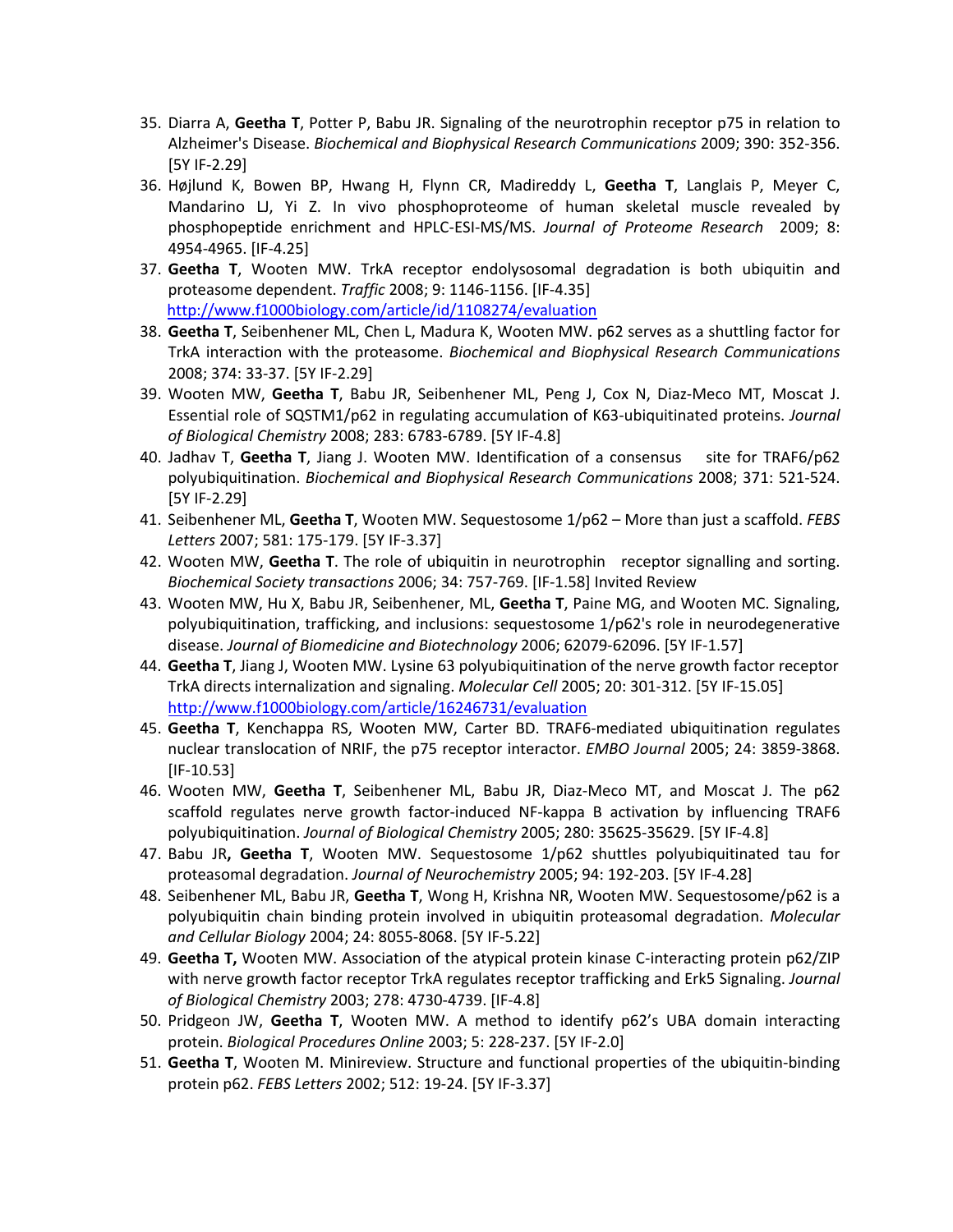35. Diarra A, **Geetha T**, Potter P, Babu JR. Signaling of the neurotrophin receptor p75 in relation to Alzheimer's Disease. *Biochemical and Biophysical Research Communications* 2009; 390: 352-356. [5Y IF-2.29]
36. Højlund K, Bowen BP, Hwang H, Flynn CR, Madireddy L, **Geetha T**, Langlais P, Meyer C, Mandarino LJ, Yi Z. In vivo phosphoproteome of human skeletal muscle revealed by phosphopeptide enrichment and HPLC-ESI-MS/MS. *Journal of Proteome Research* 2009; 8: 4954-4965. [IF-4.25]
37. **Geetha T**, Wooten MW. TrkA receptor endolysosomal degradation is both ubiquitin and proteasome dependent. *Traffic* 2008; 9: 1146-1156. [IF-4.35] http://www.f1000biology.com/article/id/1108274/evaluation
38. **Geetha T**, Seibenhener ML, Chen L, Madura K, Wooten MW. p62 serves as a shuttling factor for TrkA interaction with the proteasome. *Biochemical and Biophysical Research Communications* 2008; 374: 33-37. [5Y IF-2.29]
39. Wooten MW, **Geetha T**, Babu JR, Seibenhener ML, Peng J, Cox N, Diaz-Meco MT, Moscat J. Essential role of SQSTM1/p62 in regulating accumulation of K63-ubiquitinated proteins. *Journal of Biological Chemistry* 2008; 283: 6783-6789. [5Y IF-4.8]
40. Jadhav T, **Geetha T**, Jiang J. Wooten MW. Identification of a consensus site for TRAF6/p62 polyubiquitination. *Biochemical and Biophysical Research Communications* 2008; 371: 521-524. [5Y IF-2.29]
41. Seibenhener ML, **Geetha T**, Wooten MW. Sequestosome 1/p62 – More than just a scaffold. *FEBS Letters* 2007; 581: 175-179. [5Y IF-3.37]
42. Wooten MW, **Geetha T**. The role of ubiquitin in neurotrophin receptor signalling and sorting. *Biochemical Society transactions* 2006; 34: 757-769. [IF-1.58] Invited Review
43. Wooten MW, Hu X, Babu JR, Seibenhener, ML, **Geetha T**, Paine MG, and Wooten MC. Signaling, polyubiquitination, trafficking, and inclusions: sequestosome 1/p62's role in neurodegenerative disease. *Journal of Biomedicine and Biotechnology* 2006; 62079-62096. [5Y IF-1.57]
44. **Geetha T**, Jiang J, Wooten MW. Lysine 63 polyubiquitination of the nerve growth factor receptor TrkA directs internalization and signaling. *Molecular Cell* 2005; 20: 301-312. [5Y IF-15.05] http://www.f1000biology.com/article/16246731/evaluation
45. **Geetha T**, Kenchappa RS, Wooten MW, Carter BD. TRAF6-mediated ubiquitination regulates nuclear translocation of NRIF, the p75 receptor interactor. *EMBO Journal* 2005; 24: 3859-3868. [IF-10.53]
46. Wooten MW, **Geetha T**, Seibenhener ML, Babu JR, Diaz-Meco MT, and Moscat J. The p62 scaffold regulates nerve growth factor-induced NF-kappa B activation by influencing TRAF6 polyubiquitination. *Journal of Biological Chemistry* 2005; 280: 35625-35629. [5Y IF-4.8]
47. Babu JR**, Geetha T**, Wooten MW. Sequestosome 1/p62 shuttles polyubiquitinated tau for proteasomal degradation. *Journal of Neurochemistry* 2005; 94: 192-203. [5Y IF-4.28]
48. Seibenhener ML, Babu JR, **Geetha T**, Wong H, Krishna NR, Wooten MW. Sequestosome/p62 is a polyubiquitin chain binding protein involved in ubiquitin proteasomal degradation. *Molecular and Cellular Biology* 2004; 24: 8055-8068. [5Y IF-5.22]
49. **Geetha T,** Wooten MW. Association of the atypical protein kinase C-interacting protein p62/ZIP with nerve growth factor receptor TrkA regulates receptor trafficking and Erk5 Signaling. *Journal of Biological Chemistry* 2003; 278: 4730-4739. [IF-4.8]
50. Pridgeon JW, **Geetha T**, Wooten MW. A method to identify p62's UBA domain interacting protein. *Biological Procedures Online* 2003; 5: 228-237. [5Y IF-2.0]
51. **Geetha T**, Wooten M. Minireview. Structure and functional properties of the ubiquitin-binding protein p62. *FEBS Letters* 2002; 512: 19-24. [5Y IF-3.37]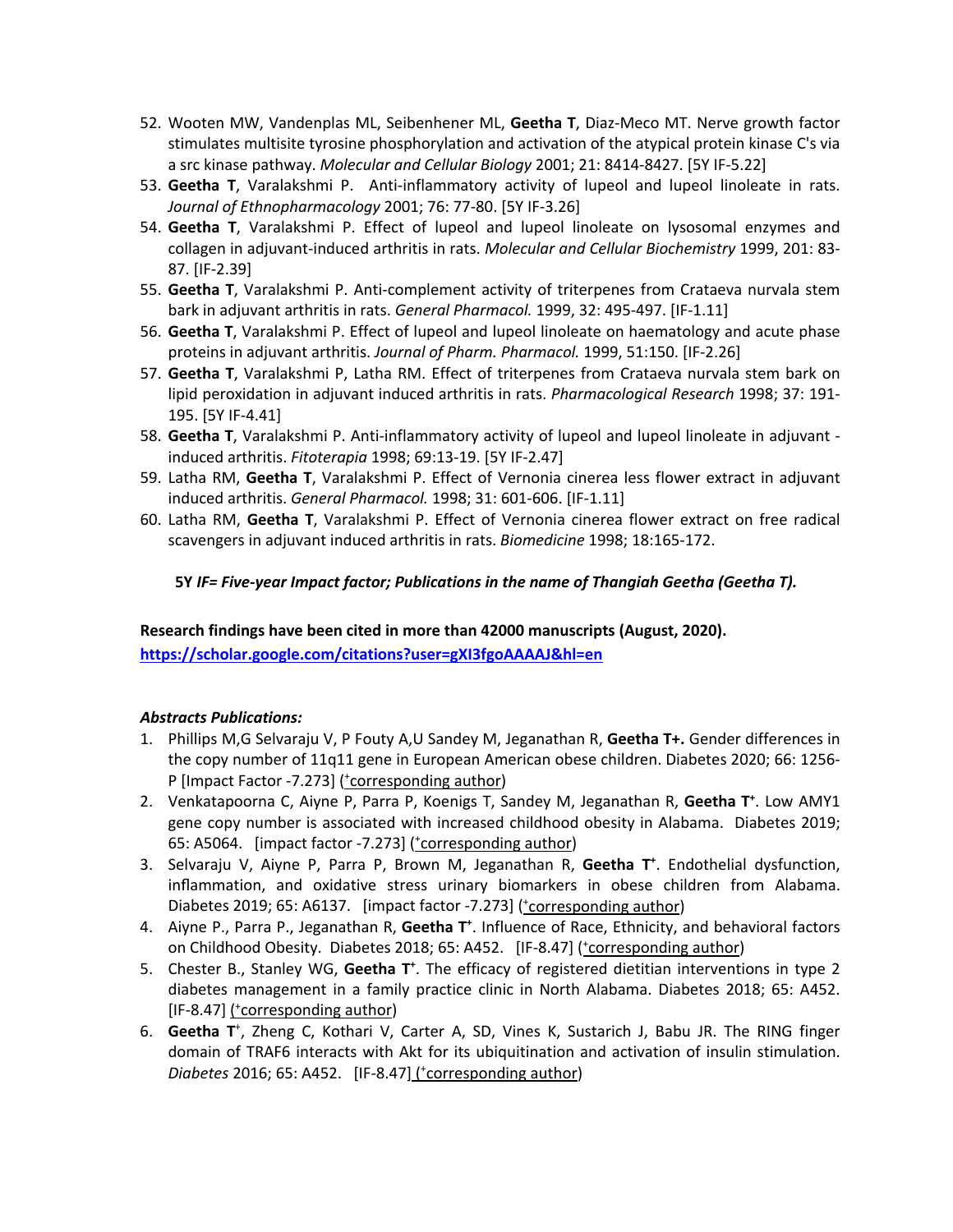52. Wooten MW, Vandenplas ML, Seibenhener ML, **Geetha T**, Diaz-Meco MT. Nerve growth factor stimulates multisite tyrosine phosphorylation and activation of the atypical protein kinase C's via a src kinase pathway. *Molecular and Cellular Biology* 2001; 21: 8414-8427. [5Y IF-5.22]
53. **Geetha T**, Varalakshmi P. Anti-inflammatory activity of lupeol and lupeol linoleate in rats. *Journal of Ethnopharmacology* 2001; 76: 77-80. [5Y IF-3.26]
54. **Geetha T**, Varalakshmi P. Effect of lupeol and lupeol linoleate on lysosomal enzymes and collagen in adjuvant-induced arthritis in rats. *Molecular and Cellular Biochemistry* 1999, 201: 83-87. [IF-2.39]
55. **Geetha T**, Varalakshmi P. Anti-complement activity of triterpenes from Crataeva nurvala stem bark in adjuvant arthritis in rats. *General Pharmacol.* 1999, 32: 495-497. [IF-1.11]
56. **Geetha T**, Varalakshmi P. Effect of lupeol and lupeol linoleate on haematology and acute phase proteins in adjuvant arthritis. *Journal of Pharm. Pharmacol.* 1999, 51:150. [IF-2.26]
57. **Geetha T**, Varalakshmi P, Latha RM. Effect of triterpenes from Crataeva nurvala stem bark on lipid peroxidation in adjuvant induced arthritis in rats. *Pharmacological Research* 1998; 37: 191-195. [5Y IF-4.41]
58. **Geetha T**, Varalakshmi P. Anti-inflammatory activity of lupeol and lupeol linoleate in adjuvant -induced arthritis. *Fitoterapia* 1998; 69:13-19. [5Y IF-2.47]
59. Latha RM, **Geetha T**, Varalakshmi P. Effect of Vernonia cinerea less flower extract in adjuvant induced arthritis. *General Pharmacol.* 1998; 31: 601-606. [IF-1.11]
60. Latha RM, **Geetha T**, Varalakshmi P. Effect of Vernonia cinerea flower extract on free radical scavengers in adjuvant induced arthritis in rats. *Biomedicine* 1998; 18:165-172.

**5Y *IF= Five-year Impact factor; Publications in the name of Thangiah Geetha (Geetha T).***

**Research findings have been cited in more than 42000 manuscripts (August, 2020).**
https://scholar.google.com/citations?user=gXI3fgoAAAAJ&hl=en

***Abstracts Publications:***

1. Phillips M,G Selvaraju V, P Fouty A,U Sandey M, Jeganathan R, **Geetha T+.** Gender differences in the copy number of 11q11 gene in European American obese children. Diabetes 2020; 66: 1256-P [Impact Factor -7.273] (+corresponding author)
2. Venkatapoorna C, Aiyne P, Parra P, Koenigs T, Sandey M, Jeganathan R, **Geetha T+**. Low AMY1 gene copy number is associated with increased childhood obesity in Alabama. Diabetes 2019; 65: A5064. [impact factor -7.273] (+corresponding author)
3. Selvaraju V, Aiyne P, Parra P, Brown M, Jeganathan R, **Geetha T+**. Endothelial dysfunction, inflammation, and oxidative stress urinary biomarkers in obese children from Alabama. Diabetes 2019; 65: A6137. [impact factor -7.273] (+corresponding author)
4. Aiyne P., Parra P., Jeganathan R, **Geetha T+**. Influence of Race, Ethnicity, and behavioral factors on Childhood Obesity. Diabetes 2018; 65: A452. [IF-8.47] (+corresponding author)
5. Chester B., Stanley WG, **Geetha T+**. The efficacy of registered dietitian interventions in type 2 diabetes management in a family practice clinic in North Alabama. Diabetes 2018; 65: A452. [IF-8.47] (+corresponding author)
6. **Geetha T+**, Zheng C, Kothari V, Carter A, SD, Vines K, Sustarich J, Babu JR. The RING finger domain of TRAF6 interacts with Akt for its ubiquitination and activation of insulin stimulation. *Diabetes* 2016; 65: A452. [IF-8.47] (+corresponding author)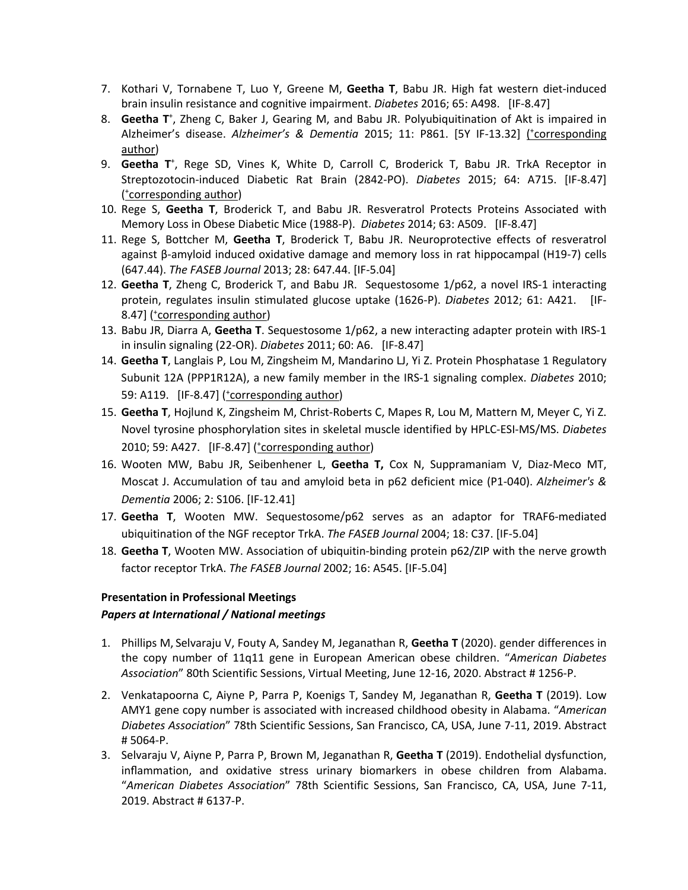7. Kothari V, Tornabene T, Luo Y, Greene M, **Geetha T**, Babu JR. High fat western diet-induced brain insulin resistance and cognitive impairment. *Diabetes* 2016; 65: A498. [IF-8.47]
8. **Geetha T**[+], Zheng C, Baker J, Gearing M, and Babu JR. Polyubiquitination of Akt is impaired in Alzheimer's disease. *Alzheimer's & Dementia* 2015; 11: P861. [5Y IF-13.32] ([+]corresponding author)
9. **Geetha T**[+], Rege SD, Vines K, White D, Carroll C, Broderick T, Babu JR. TrkA Receptor in Streptozotocin-induced Diabetic Rat Brain (2842-PO). *Diabetes* 2015; 64: A715. [IF-8.47] ([+]corresponding author)
10. Rege S, **Geetha T**, Broderick T, and Babu JR. Resveratrol Protects Proteins Associated with Memory Loss in Obese Diabetic Mice (1988-P). *Diabetes* 2014; 63: A509. [IF-8.47]
11. Rege S, Bottcher M, **Geetha T**, Broderick T, Babu JR. Neuroprotective effects of resveratrol against β-amyloid induced oxidative damage and memory loss in rat hippocampal (H19-7) cells (647.44). *The FASEB Journal* 2013; 28: 647.44. [IF-5.04]
12. **Geetha T**, Zheng C, Broderick T, and Babu JR. Sequestosome 1/p62, a novel IRS-1 interacting protein, regulates insulin stimulated glucose uptake (1626-P). *Diabetes* 2012; 61: A421. [IF-8.47] ([+]corresponding author)
13. Babu JR, Diarra A, **Geetha T**. Sequestosome 1/p62, a new interacting adapter protein with IRS-1 in insulin signaling (22-OR). *Diabetes* 2011; 60: A6. [IF-8.47]
14. **Geetha T**, Langlais P, Lou M, Zingsheim M, Mandarino LJ, Yi Z. Protein Phosphatase 1 Regulatory Subunit 12A (PPP1R12A), a new family member in the IRS-1 signaling complex. *Diabetes* 2010; 59: A119. [IF-8.47] ([+]corresponding author)
15. **Geetha T**, Hojlund K, Zingsheim M, Christ-Roberts C, Mapes R, Lou M, Mattern M, Meyer C, Yi Z. Novel tyrosine phosphorylation sites in skeletal muscle identified by HPLC-ESI-MS/MS. *Diabetes* 2010; 59: A427. [IF-8.47] ([+]corresponding author)
16. Wooten MW, Babu JR, Seibenhener L, **Geetha T,** Cox N, Suppramaniam V, Diaz-Meco MT, Moscat J. Accumulation of tau and amyloid beta in p62 deficient mice (P1-040). *Alzheimer's & Dementia* 2006; 2: S106. [IF-12.41]
17. **Geetha T**, Wooten MW. Sequestosome/p62 serves as an adaptor for TRAF6-mediated ubiquitination of the NGF receptor TrkA. *The FASEB Journal* 2004; 18: C37. [IF-5.04]
18. **Geetha T**, Wooten MW. Association of ubiquitin-binding protein p62/ZIP with the nerve growth factor receptor TrkA. *The FASEB Journal* 2002; 16: A545. [IF-5.04]

**Presentation in Professional Meetings**

***Papers at International / National meetings***

1. Phillips M, Selvaraju V, Fouty A, Sandey M, Jeganathan R, **Geetha T** (2020). gender differences in the copy number of 11q11 gene in European American obese children. "*American Diabetes Association*" 80th Scientific Sessions, Virtual Meeting, June 12-16, 2020. Abstract # 1256-P.
2. Venkatapoorna C, Aiyne P, Parra P, Koenigs T, Sandey M, Jeganathan R, **Geetha T** (2019). Low AMY1 gene copy number is associated with increased childhood obesity in Alabama. "*American Diabetes Association*" 78th Scientific Sessions, San Francisco, CA, USA, June 7-11, 2019. Abstract # 5064-P.
3. Selvaraju V, Aiyne P, Parra P, Brown M, Jeganathan R, **Geetha T** (2019). Endothelial dysfunction, inflammation, and oxidative stress urinary biomarkers in obese children from Alabama. "*American Diabetes Association*" 78th Scientific Sessions, San Francisco, CA, USA, June 7-11, 2019. Abstract # 6137-P.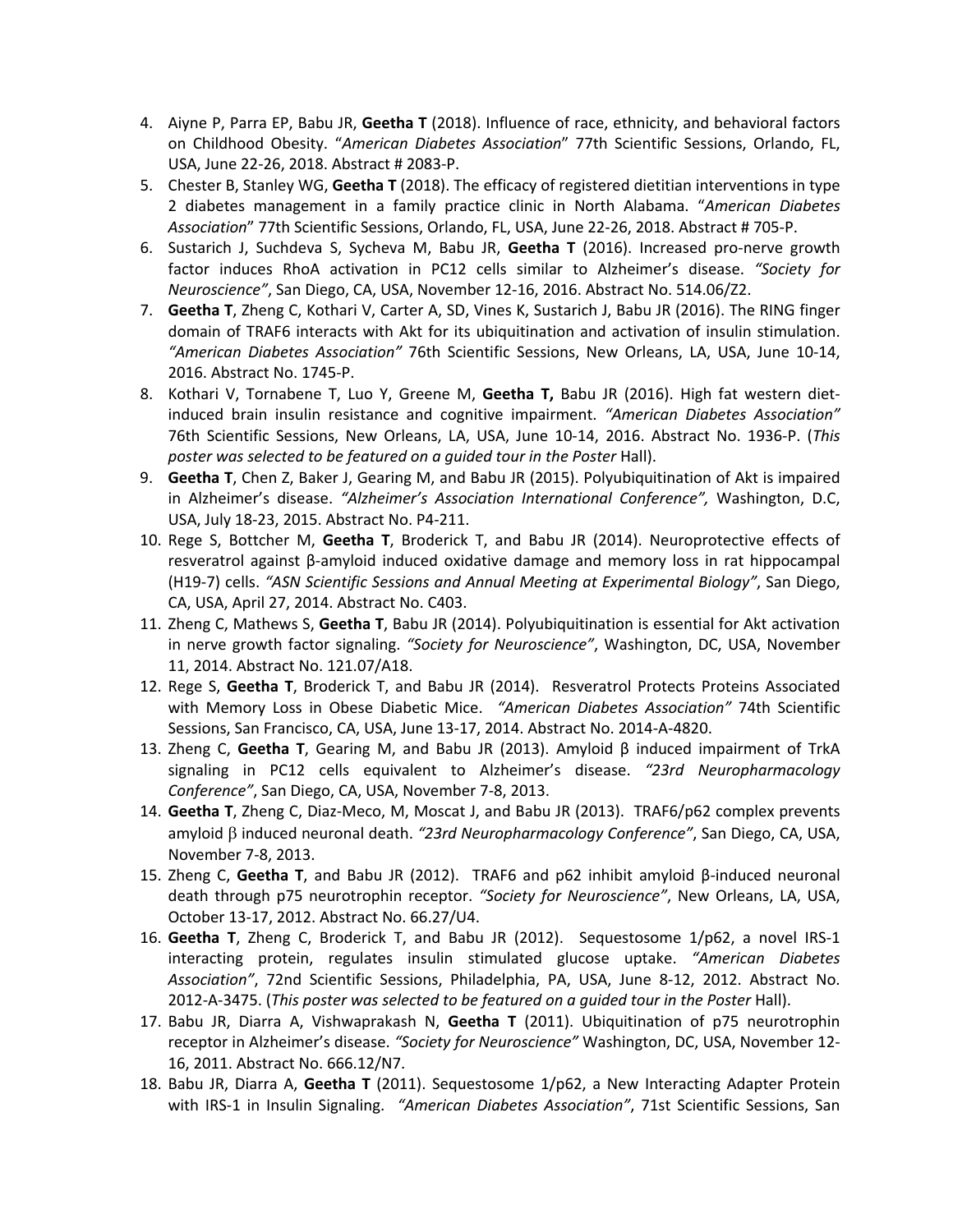4. Aiyne P, Parra EP, Babu JR, **Geetha T** (2018). Influence of race, ethnicity, and behavioral factors on Childhood Obesity. "*American Diabetes Association*" 77th Scientific Sessions, Orlando, FL, USA, June 22-26, 2018. Abstract # 2083-P.
5. Chester B, Stanley WG, **Geetha T** (2018). The efficacy of registered dietitian interventions in type 2 diabetes management in a family practice clinic in North Alabama. "*American Diabetes Association*" 77th Scientific Sessions, Orlando, FL, USA, June 22-26, 2018. Abstract # 705-P.
6. Sustarich J, Suchdeva S, Sycheva M, Babu JR, **Geetha T** (2016). Increased pro-nerve growth factor induces RhoA activation in PC12 cells similar to Alzheimer's disease. *"Society for Neuroscience"*, San Diego, CA, USA, November 12-16, 2016. Abstract No. 514.06/Z2.
7. **Geetha T**, Zheng C, Kothari V, Carter A, SD, Vines K, Sustarich J, Babu JR (2016). The RING finger domain of TRAF6 interacts with Akt for its ubiquitination and activation of insulin stimulation. *"American Diabetes Association"* 76th Scientific Sessions, New Orleans, LA, USA, June 10-14, 2016. Abstract No. 1745-P.
8. Kothari V, Tornabene T, Luo Y, Greene M, **Geetha T,** Babu JR (2016). High fat western diet-induced brain insulin resistance and cognitive impairment. *"American Diabetes Association"* 76th Scientific Sessions, New Orleans, LA, USA, June 10-14, 2016. Abstract No. 1936-P. (*This poster was selected to be featured on a guided tour in the Poster* Hall).
9. **Geetha T**, Chen Z, Baker J, Gearing M, and Babu JR (2015). Polyubiquitination of Akt is impaired in Alzheimer's disease. *"Alzheimer's Association International Conference",* Washington, D.C, USA, July 18-23, 2015. Abstract No. P4-211.
10. Rege S, Bottcher M, **Geetha T**, Broderick T, and Babu JR (2014). Neuroprotective effects of resveratrol against β-amyloid induced oxidative damage and memory loss in rat hippocampal (H19-7) cells. *"ASN Scientific Sessions and Annual Meeting at Experimental Biology"*, San Diego, CA, USA, April 27, 2014. Abstract No. C403.
11. Zheng C, Mathews S, **Geetha T**, Babu JR (2014). Polyubiquitination is essential for Akt activation in nerve growth factor signaling. *"Society for Neuroscience"*, Washington, DC, USA, November 11, 2014. Abstract No. 121.07/A18.
12. Rege S, **Geetha T**, Broderick T, and Babu JR (2014). Resveratrol Protects Proteins Associated with Memory Loss in Obese Diabetic Mice. *"American Diabetes Association"* 74th Scientific Sessions, San Francisco, CA, USA, June 13-17, 2014. Abstract No. 2014-A-4820.
13. Zheng C, **Geetha T**, Gearing M, and Babu JR (2013). Amyloid β induced impairment of TrkA signaling in PC12 cells equivalent to Alzheimer's disease. *"23rd Neuropharmacology Conference"*, San Diego, CA, USA, November 7-8, 2013.
14. **Geetha T**, Zheng C, Diaz-Meco, M, Moscat J, and Babu JR (2013). TRAF6/p62 complex prevents amyloid β induced neuronal death. *"23rd Neuropharmacology Conference"*, San Diego, CA, USA, November 7-8, 2013.
15. Zheng C, **Geetha T**, and Babu JR (2012). TRAF6 and p62 inhibit amyloid β-induced neuronal death through p75 neurotrophin receptor. *"Society for Neuroscience"*, New Orleans, LA, USA, October 13-17, 2012. Abstract No. 66.27/U4.
16. **Geetha T**, Zheng C, Broderick T, and Babu JR (2012). Sequestosome 1/p62, a novel IRS-1 interacting protein, regulates insulin stimulated glucose uptake. *"American Diabetes Association"*, 72nd Scientific Sessions, Philadelphia, PA, USA, June 8-12, 2012. Abstract No. 2012-A-3475. (*This poster was selected to be featured on a guided tour in the Poster* Hall).
17. Babu JR, Diarra A, Vishwaprakash N, **Geetha T** (2011). Ubiquitination of p75 neurotrophin receptor in Alzheimer's disease. *"Society for Neuroscience"* Washington, DC, USA, November 12-16, 2011. Abstract No. 666.12/N7.
18. Babu JR, Diarra A, **Geetha T** (2011). Sequestosome 1/p62, a New Interacting Adapter Protein with IRS-1 in Insulin Signaling. *"American Diabetes Association"*, 71st Scientific Sessions, San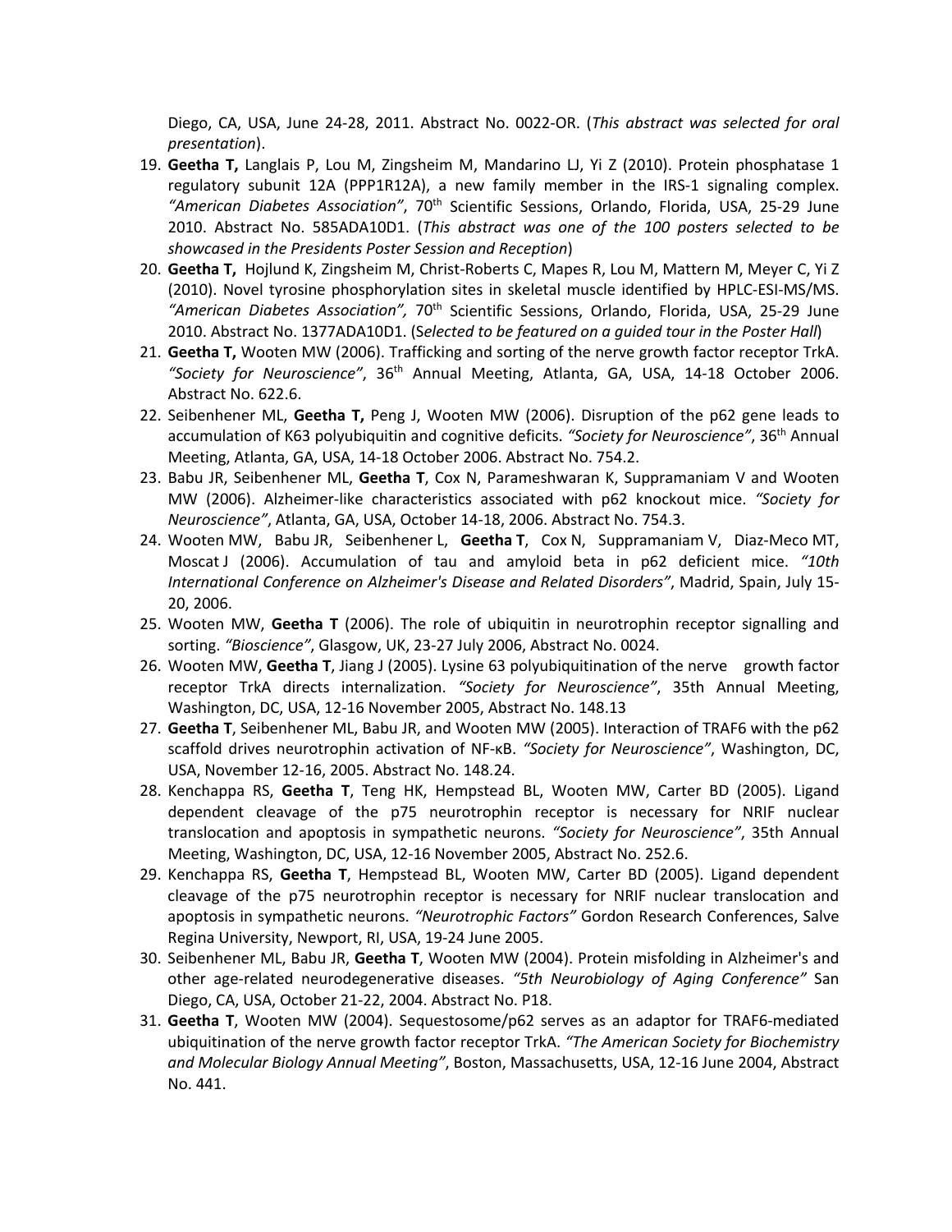Diego, CA, USA, June 24-28, 2011. Abstract No. 0022-OR. (*This abstract was selected for oral presentation*).

19. **Geetha T,** Langlais P, Lou M, Zingsheim M, Mandarino LJ, Yi Z (2010). Protein phosphatase 1 regulatory subunit 12A (PPP1R12A), a new family member in the IRS-1 signaling complex. *"American Diabetes Association"*, 70th Scientific Sessions, Orlando, Florida, USA, 25-29 June 2010. Abstract No. 585ADA10D1. (*This abstract was one of the 100 posters selected to be showcased in the Presidents Poster Session and Reception*)
20. **Geetha T,** Hojlund K, Zingsheim M, Christ-Roberts C, Mapes R, Lou M, Mattern M, Meyer C, Yi Z (2010). Novel tyrosine phosphorylation sites in skeletal muscle identified by HPLC-ESI-MS/MS. *"American Diabetes Association",* 70th Scientific Sessions, Orlando, Florida, USA, 25-29 June 2010. Abstract No. 1377ADA10D1. (*Selected to be featured on a guided tour in the Poster Hall*)
21. **Geetha T,** Wooten MW (2006). Trafficking and sorting of the nerve growth factor receptor TrkA. *"Society for Neuroscience"*, 36th Annual Meeting, Atlanta, GA, USA, 14-18 October 2006. Abstract No. 622.6.
22. Seibenhener ML, **Geetha T,** Peng J, Wooten MW (2006). Disruption of the p62 gene leads to accumulation of K63 polyubiquitin and cognitive deficits. *"Society for Neuroscience"*, 36th Annual Meeting, Atlanta, GA, USA, 14-18 October 2006. Abstract No. 754.2.
23. Babu JR, Seibenhener ML, **Geetha T**, Cox N, Parameshwaran K, Suppramaniam V and Wooten MW (2006). Alzheimer-like characteristics associated with p62 knockout mice. *"Society for Neuroscience"*, Atlanta, GA, USA, October 14-18, 2006. Abstract No. 754.3.
24. Wooten MW, Babu JR, Seibenhener L, **Geetha T**, Cox N, Suppramaniam V, Diaz-Meco MT, Moscat J (2006). Accumulation of tau and amyloid beta in p62 deficient mice. *"10th International Conference on Alzheimer's Disease and Related Disorders"*, Madrid, Spain, July 15-20, 2006.
25. Wooten MW, **Geetha T** (2006). The role of ubiquitin in neurotrophin receptor signalling and sorting. *"Bioscience"*, Glasgow, UK, 23-27 July 2006, Abstract No. 0024.
26. Wooten MW, **Geetha T**, Jiang J (2005). Lysine 63 polyubiquitination of the nerve growth factor receptor TrkA directs internalization. *"Society for Neuroscience"*, 35th Annual Meeting, Washington, DC, USA, 12-16 November 2005, Abstract No. 148.13
27. **Geetha T**, Seibenhener ML, Babu JR, and Wooten MW (2005). Interaction of TRAF6 with the p62 scaffold drives neurotrophin activation of NF-κB. *"Society for Neuroscience"*, Washington, DC, USA, November 12-16, 2005. Abstract No. 148.24.
28. Kenchappa RS, **Geetha T**, Teng HK, Hempstead BL, Wooten MW, Carter BD (2005). Ligand dependent cleavage of the p75 neurotrophin receptor is necessary for NRIF nuclear translocation and apoptosis in sympathetic neurons. *"Society for Neuroscience"*, 35th Annual Meeting, Washington, DC, USA, 12-16 November 2005, Abstract No. 252.6.
29. Kenchappa RS, **Geetha T**, Hempstead BL, Wooten MW, Carter BD (2005). Ligand dependent cleavage of the p75 neurotrophin receptor is necessary for NRIF nuclear translocation and apoptosis in sympathetic neurons. *"Neurotrophic Factors"* Gordon Research Conferences, Salve Regina University, Newport, RI, USA, 19-24 June 2005.
30. Seibenhener ML, Babu JR, **Geetha T**, Wooten MW (2004). Protein misfolding in Alzheimer's and other age-related neurodegenerative diseases. *"5th Neurobiology of Aging Conference"* San Diego, CA, USA, October 21-22, 2004. Abstract No. P18.
31. **Geetha T**, Wooten MW (2004). Sequestosome/p62 serves as an adaptor for TRAF6-mediated ubiquitination of the nerve growth factor receptor TrkA. *"The American Society for Biochemistry and Molecular Biology Annual Meeting"*, Boston, Massachusetts, USA, 12-16 June 2004, Abstract No. 441.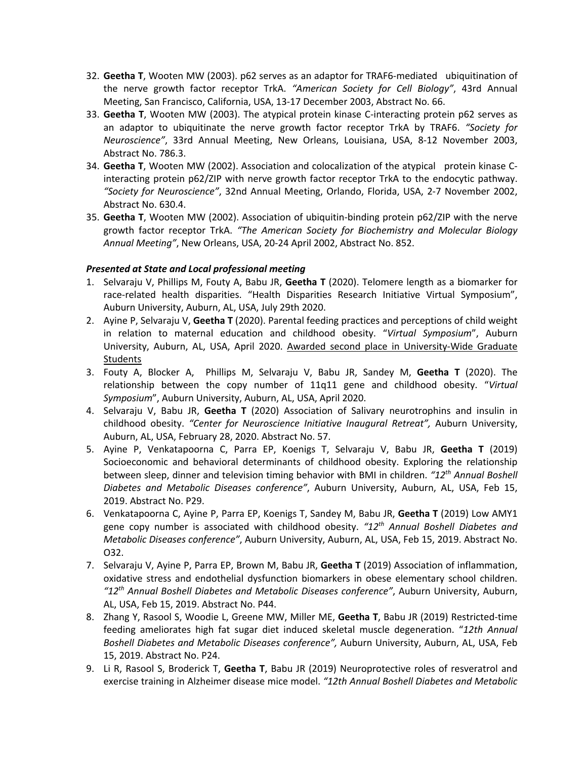32. **Geetha T**, Wooten MW (2003). p62 serves as an adaptor for TRAF6-mediated ubiquitination of the nerve growth factor receptor TrkA. *"American Society for Cell Biology"*, 43rd Annual Meeting, San Francisco, California, USA, 13-17 December 2003, Abstract No. 66.
33. **Geetha T**, Wooten MW (2003). The atypical protein kinase C-interacting protein p62 serves as an adaptor to ubiquitinate the nerve growth factor receptor TrkA by TRAF6. *"Society for Neuroscience"*, 33rd Annual Meeting, New Orleans, Louisiana, USA, 8-12 November 2003, Abstract No. 786.3.
34. **Geetha T**, Wooten MW (2002). Association and colocalization of the atypical protein kinase C-interacting protein p62/ZIP with nerve growth factor receptor TrkA to the endocytic pathway. *"Society for Neuroscience"*, 32nd Annual Meeting, Orlando, Florida, USA, 2-7 November 2002, Abstract No. 630.4.
35. **Geetha T**, Wooten MW (2002). Association of ubiquitin-binding protein p62/ZIP with the nerve growth factor receptor TrkA. *"The American Society for Biochemistry and Molecular Biology Annual Meeting"*, New Orleans, USA, 20-24 April 2002, Abstract No. 852.

***Presented at State and Local professional meeting***

1. Selvaraju V, Phillips M, Fouty A, Babu JR, **Geetha T** (2020). Telomere length as a biomarker for race-related health disparities. "Health Disparities Research Initiative Virtual Symposium", Auburn University, Auburn, AL, USA, July 29th 2020.
2. Ayine P, Selvaraju V, **Geetha T** (2020). Parental feeding practices and perceptions of child weight in relation to maternal education and childhood obesity. "*Virtual Symposium*", Auburn University, Auburn, AL, USA, April 2020. <u>Awarded second place in University-Wide Graduate Students</u>
3. Fouty A, Blocker A, Phillips M, Selvaraju V, Babu JR, Sandey M, **Geetha T** (2020). The relationship between the copy number of 11q11 gene and childhood obesity. "*Virtual Symposium*", Auburn University, Auburn, AL, USA, April 2020.
4. Selvaraju V, Babu JR, **Geetha T** (2020) Association of Salivary neurotrophins and insulin in childhood obesity. *"Center for Neuroscience Initiative Inaugural Retreat",* Auburn University, Auburn, AL, USA, February 28, 2020. Abstract No. 57.
5. Ayine P, Venkatapoorna C, Parra EP, Koenigs T, Selvaraju V, Babu JR, **Geetha T** (2019) Socioeconomic and behavioral determinants of childhood obesity. Exploring the relationship between sleep, dinner and television timing behavior with BMI in children. *"12th Annual Boshell Diabetes and Metabolic Diseases conference"*, Auburn University, Auburn, AL, USA, Feb 15, 2019. Abstract No. P29.
6. Venkatapoorna C, Ayine P, Parra EP, Koenigs T, Sandey M, Babu JR, **Geetha T** (2019) Low AMY1 gene copy number is associated with childhood obesity. *"12th Annual Boshell Diabetes and Metabolic Diseases conference"*, Auburn University, Auburn, AL, USA, Feb 15, 2019. Abstract No. O32.
7. Selvaraju V, Ayine P, Parra EP, Brown M, Babu JR, **Geetha T** (2019) Association of inflammation, oxidative stress and endothelial dysfunction biomarkers in obese elementary school children. *"12th Annual Boshell Diabetes and Metabolic Diseases conference"*, Auburn University, Auburn, AL, USA, Feb 15, 2019. Abstract No. P44.
8. Zhang Y, Rasool S, Woodie L, Greene MW, Miller ME, **Geetha T**, Babu JR (2019) Restricted-time feeding ameliorates high fat sugar diet induced skeletal muscle degeneration. "*12th Annual Boshell Diabetes and Metabolic Diseases conference",* Auburn University, Auburn, AL, USA, Feb 15, 2019. Abstract No. P24.
9. Li R, Rasool S, Broderick T, **Geetha T**, Babu JR (2019) Neuroprotective roles of resveratrol and exercise training in Alzheimer disease mice model. *"12th Annual Boshell Diabetes and Metabolic*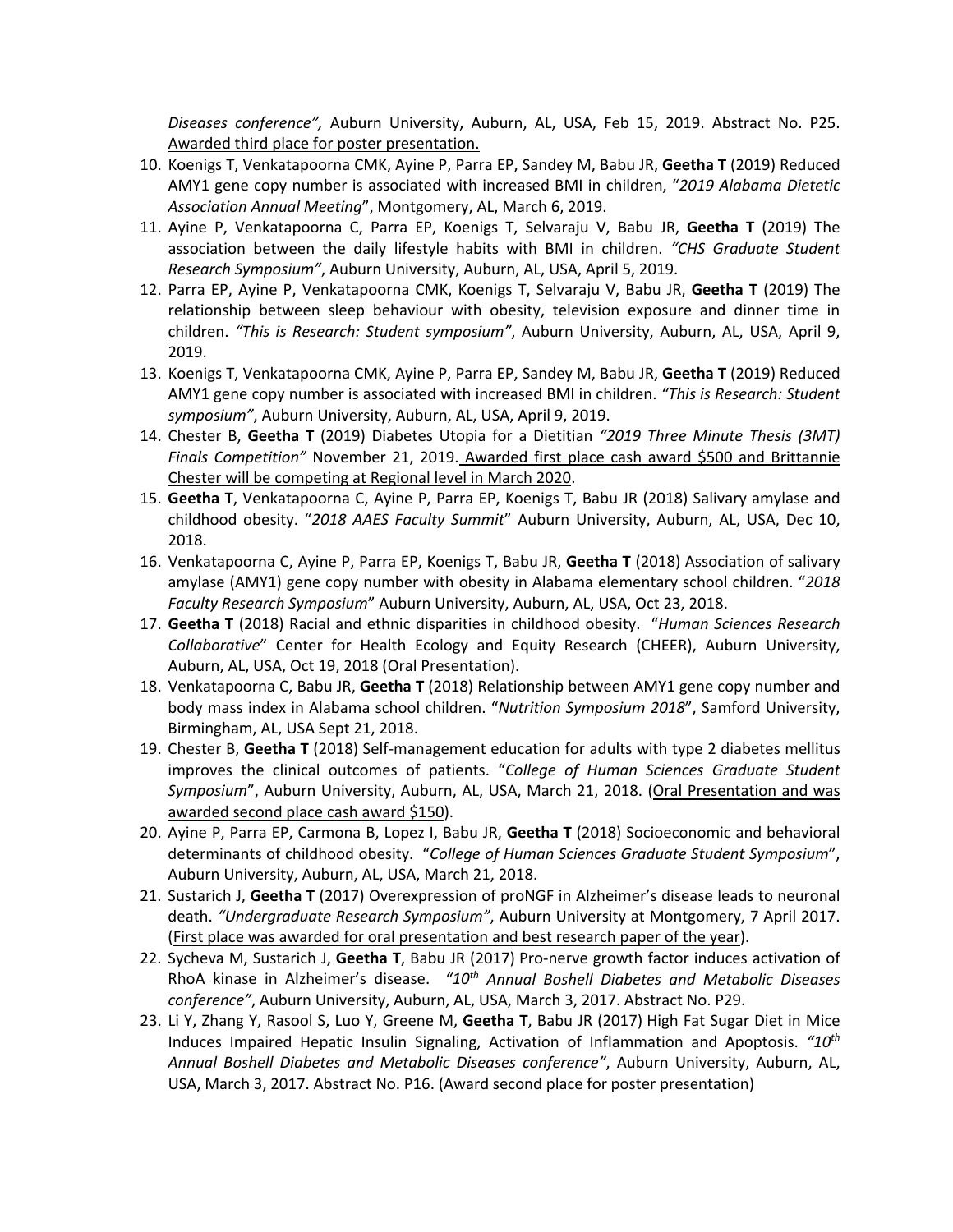*Diseases conference",* Auburn University, Auburn, AL, USA, Feb 15, 2019. Abstract No. P25. Awarded third place for poster presentation.

10. Koenigs T, Venkatapoorna CMK, Ayine P, Parra EP, Sandey M, Babu JR, **Geetha T** (2019) Reduced AMY1 gene copy number is associated with increased BMI in children, "*2019 Alabama Dietetic Association Annual Meeting*", Montgomery, AL, March 6, 2019.
11. Ayine P, Venkatapoorna C, Parra EP, Koenigs T, Selvaraju V, Babu JR, **Geetha T** (2019) The association between the daily lifestyle habits with BMI in children. *"CHS Graduate Student Research Symposium"*, Auburn University, Auburn, AL, USA, April 5, 2019.
12. Parra EP, Ayine P, Venkatapoorna CMK, Koenigs T, Selvaraju V, Babu JR, **Geetha T** (2019) The relationship between sleep behaviour with obesity, television exposure and dinner time in children. *"This is Research: Student symposium"*, Auburn University, Auburn, AL, USA, April 9, 2019.
13. Koenigs T, Venkatapoorna CMK, Ayine P, Parra EP, Sandey M, Babu JR, **Geetha T** (2019) Reduced AMY1 gene copy number is associated with increased BMI in children. *"This is Research: Student symposium"*, Auburn University, Auburn, AL, USA, April 9, 2019.
14. Chester B, **Geetha T** (2019) Diabetes Utopia for a Dietitian *"2019 Three Minute Thesis (3MT) Finals Competition"* November 21, 2019. Awarded first place cash award $500 and Brittannie Chester will be competing at Regional level in March 2020.
15. **Geetha T**, Venkatapoorna C, Ayine P, Parra EP, Koenigs T, Babu JR (2018) Salivary amylase and childhood obesity. "*2018 AAES Faculty Summit*" Auburn University, Auburn, AL, USA, Dec 10, 2018.
16. Venkatapoorna C, Ayine P, Parra EP, Koenigs T, Babu JR, **Geetha T** (2018) Association of salivary amylase (AMY1) gene copy number with obesity in Alabama elementary school children. "*2018 Faculty Research Symposium*" Auburn University, Auburn, AL, USA, Oct 23, 2018.
17. **Geetha T** (2018) Racial and ethnic disparities in childhood obesity. "*Human Sciences Research Collaborative*" Center for Health Ecology and Equity Research (CHEER), Auburn University, Auburn, AL, USA, Oct 19, 2018 (Oral Presentation).
18. Venkatapoorna C, Babu JR, **Geetha T** (2018) Relationship between AMY1 gene copy number and body mass index in Alabama school children. "*Nutrition Symposium 2018*", Samford University, Birmingham, AL, USA Sept 21, 2018.
19. Chester B, **Geetha T** (2018) Self-management education for adults with type 2 diabetes mellitus improves the clinical outcomes of patients. "*College of Human Sciences Graduate Student Symposium*", Auburn University, Auburn, AL, USA, March 21, 2018. (Oral Presentation and was awarded second place cash award $150).
20. Ayine P, Parra EP, Carmona B, Lopez I, Babu JR, **Geetha T** (2018) Socioeconomic and behavioral determinants of childhood obesity. "*College of Human Sciences Graduate Student Symposium*", Auburn University, Auburn, AL, USA, March 21, 2018.
21. Sustarich J, **Geetha T** (2017) Overexpression of proNGF in Alzheimer's disease leads to neuronal death. *"Undergraduate Research Symposium"*, Auburn University at Montgomery, 7 April 2017. (First place was awarded for oral presentation and best research paper of the year).
22. Sycheva M, Sustarich J, **Geetha T**, Babu JR (2017) Pro-nerve growth factor induces activation of RhoA kinase in Alzheimer's disease. *"10th Annual Boshell Diabetes and Metabolic Diseases conference"*, Auburn University, Auburn, AL, USA, March 3, 2017. Abstract No. P29.
23. Li Y, Zhang Y, Rasool S, Luo Y, Greene M, **Geetha T**, Babu JR (2017) High Fat Sugar Diet in Mice Induces Impaired Hepatic Insulin Signaling, Activation of Inflammation and Apoptosis. *"10th Annual Boshell Diabetes and Metabolic Diseases conference"*, Auburn University, Auburn, AL, USA, March 3, 2017. Abstract No. P16. (Award second place for poster presentation)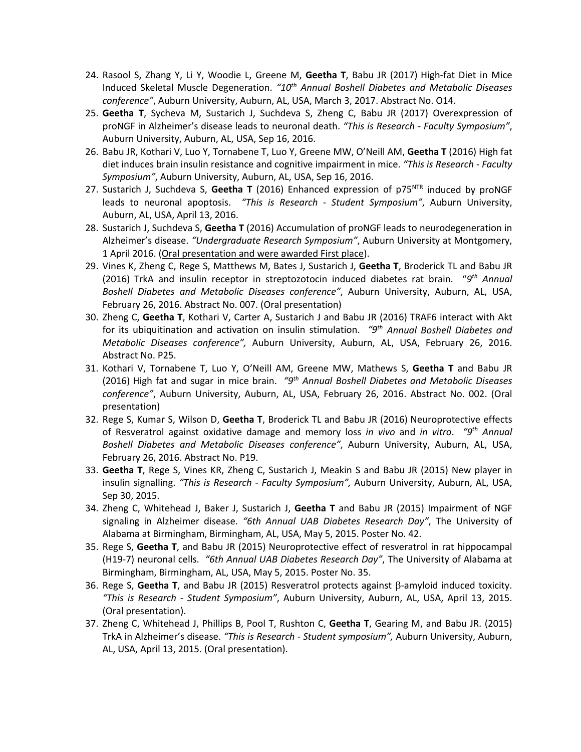24. Rasool S, Zhang Y, Li Y, Woodie L, Greene M, **Geetha T**, Babu JR (2017) High-fat Diet in Mice Induced Skeletal Muscle Degeneration. *"10$^{th}$ Annual Boshell Diabetes and Metabolic Diseases conference"*, Auburn University, Auburn, AL, USA, March 3, 2017. Abstract No. O14.
25. **Geetha T**, Sycheva M, Sustarich J, Suchdeva S, Zheng C, Babu JR (2017) Overexpression of proNGF in Alzheimer's disease leads to neuronal death. *"This is Research - Faculty Symposium"*, Auburn University, Auburn, AL, USA, Sep 16, 2016.
26. Babu JR, Kothari V, Luo Y, Tornabene T, Luo Y, Greene MW, O'Neill AM, **Geetha T** (2016) High fat diet induces brain insulin resistance and cognitive impairment in mice. *"This is Research - Faculty Symposium"*, Auburn University, Auburn, AL, USA, Sep 16, 2016.
27. Sustarich J, Suchdeva S, **Geetha T** (2016) Enhanced expression of $p75^{NTR}$ induced by proNGF leads to neuronal apoptosis. *"This is Research - Student Symposium"*, Auburn University, Auburn, AL, USA, April 13, 2016.
28. Sustarich J, Suchdeva S, **Geetha T** (2016) Accumulation of proNGF leads to neurodegeneration in Alzheimer's disease. *"Undergraduate Research Symposium"*, Auburn University at Montgomery, 1 April 2016. (<u>Oral presentation and were awarded First place</u>).
29. Vines K, Zheng C, Rege S, Matthews M, Bates J, Sustarich J, **Geetha T**, Broderick TL and Babu JR (2016) TrkA and insulin receptor in streptozotocin induced diabetes rat brain. *"9$^{th}$ Annual Boshell Diabetes and Metabolic Diseases conference"*, Auburn University, Auburn, AL, USA, February 26, 2016. Abstract No. 007. (Oral presentation)
30. Zheng C, **Geetha T**, Kothari V, Carter A, Sustarich J and Babu JR (2016) TRAF6 interact with Akt for its ubiquitination and activation on insulin stimulation. *"9$^{th}$ Annual Boshell Diabetes and Metabolic Diseases conference",* Auburn University, Auburn, AL, USA, February 26, 2016. Abstract No. P25.
31. Kothari V, Tornabene T, Luo Y, O'Neill AM, Greene MW, Mathews S, **Geetha T** and Babu JR (2016) High fat and sugar in mice brain. *"9$^{th}$ Annual Boshell Diabetes and Metabolic Diseases conference"*, Auburn University, Auburn, AL, USA, February 26, 2016. Abstract No. 002. (Oral presentation)
32. Rege S, Kumar S, Wilson D, **Geetha T**, Broderick TL and Babu JR (2016) Neuroprotective effects of Resveratrol against oxidative damage and memory loss *in vivo* and *in vitro*. *"9$^{th}$ Annual Boshell Diabetes and Metabolic Diseases conference"*, Auburn University, Auburn, AL, USA, February 26, 2016. Abstract No. P19.
33. **Geetha T**, Rege S, Vines KR, Zheng C, Sustarich J, Meakin S and Babu JR (2015) New player in insulin signalling. *"This is Research - Faculty Symposium",* Auburn University, Auburn, AL, USA, Sep 30, 2015.
34. Zheng C, Whitehead J, Baker J, Sustarich J, **Geetha T** and Babu JR (2015) Impairment of NGF signaling in Alzheimer disease. *"6th Annual UAB Diabetes Research Day"*, The University of Alabama at Birmingham, Birmingham, AL, USA, May 5, 2015. Poster No. 42.
35. Rege S, **Geetha T**, and Babu JR (2015) Neuroprotective effect of resveratrol in rat hippocampal (H19-7) neuronal cells. *"6th Annual UAB Diabetes Research Day"*, The University of Alabama at Birmingham, Birmingham, AL, USA, May 5, 2015. Poster No. 35.
36. Rege S, **Geetha T**, and Babu JR (2015) Resveratrol protects against $\beta$-amyloid induced toxicity. *"This is Research - Student Symposium"*, Auburn University, Auburn, AL, USA, April 13, 2015. (Oral presentation).
37. Zheng C, Whitehead J, Phillips B, Pool T, Rushton C, **Geetha T**, Gearing M, and Babu JR. (2015) TrkA in Alzheimer's disease. *"This is Research - Student symposium",* Auburn University, Auburn, AL, USA, April 13, 2015. (Oral presentation).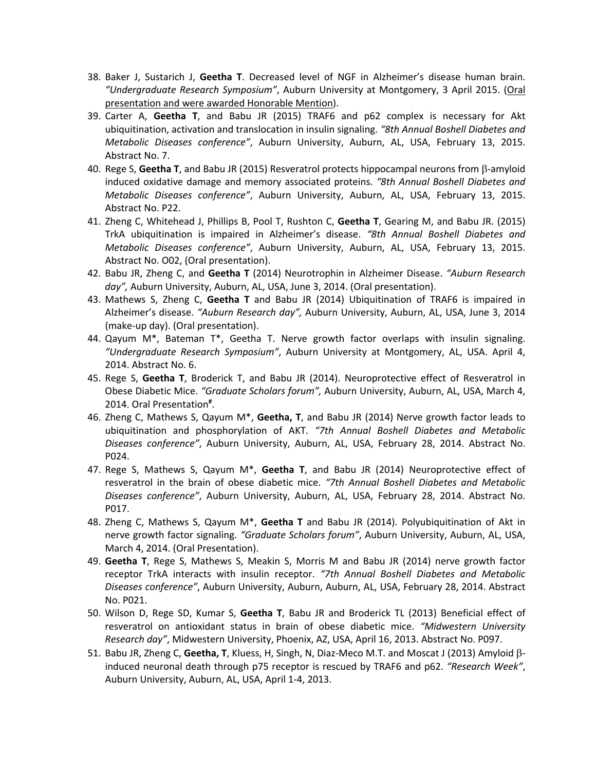38. Baker J, Sustarich J, **Geetha T**. Decreased level of NGF in Alzheimer's disease human brain. *"Undergraduate Research Symposium"*, Auburn University at Montgomery, 3 April 2015. (Oral presentation and were awarded Honorable Mention).
39. Carter A, **Geetha T**, and Babu JR (2015) TRAF6 and p62 complex is necessary for Akt ubiquitination, activation and translocation in insulin signaling. *"8th Annual Boshell Diabetes and Metabolic Diseases conference"*, Auburn University, Auburn, AL, USA, February 13, 2015. Abstract No. 7.
40. Rege S, **Geetha T**, and Babu JR (2015) Resveratrol protects hippocampal neurons from β-amyloid induced oxidative damage and memory associated proteins. *"8th Annual Boshell Diabetes and Metabolic Diseases conference"*, Auburn University, Auburn, AL, USA, February 13, 2015. Abstract No. P22.
41. Zheng C, Whitehead J, Phillips B, Pool T, Rushton C, **Geetha T**, Gearing M, and Babu JR. (2015) TrkA ubiquitination is impaired in Alzheimer's disease. *"8th Annual Boshell Diabetes and Metabolic Diseases conference"*, Auburn University, Auburn, AL, USA, February 13, 2015. Abstract No. O02, (Oral presentation).
42. Babu JR, Zheng C, and **Geetha T** (2014) Neurotrophin in Alzheimer Disease. *"Auburn Research day",* Auburn University, Auburn, AL, USA, June 3, 2014. (Oral presentation).
43. Mathews S, Zheng C, **Geetha T** and Babu JR (2014) Ubiquitination of TRAF6 is impaired in Alzheimer's disease. *"Auburn Research day",* Auburn University, Auburn, AL, USA, June 3, 2014 (make-up day). (Oral presentation).
44. Qayum M*, Bateman T*, Geetha T. Nerve growth factor overlaps with insulin signaling. *"Undergraduate Research Symposium"*, Auburn University at Montgomery, AL, USA. April 4, 2014. Abstract No. 6.
45. Rege S, **Geetha T**, Broderick T, and Babu JR (2014). Neuroprotective effect of Resveratrol in Obese Diabetic Mice. *"Graduate Scholars forum",* Auburn University, Auburn, AL, USA, March 4, 2014. Oral Presentation[#].
46. Zheng C, Mathews S, Qayum M*, **Geetha, T**, and Babu JR (2014) Nerve growth factor leads to ubiquitination and phosphorylation of AKT. *"7th Annual Boshell Diabetes and Metabolic Diseases conference"*, Auburn University, Auburn, AL, USA, February 28, 2014. Abstract No. P024.
47. Rege S, Mathews S, Qayum M*, **Geetha T**, and Babu JR (2014) Neuroprotective effect of resveratrol in the brain of obese diabetic mice. *"7th Annual Boshell Diabetes and Metabolic Diseases conference"*, Auburn University, Auburn, AL, USA, February 28, 2014. Abstract No. P017.
48. Zheng C, Mathews S, Qayum M*, **Geetha T** and Babu JR (2014). Polyubiquitination of Akt in nerve growth factor signaling. *"Graduate Scholars forum"*, Auburn University, Auburn, AL, USA, March 4, 2014. (Oral Presentation).
49. **Geetha T**, Rege S, Mathews S, Meakin S, Morris M and Babu JR (2014) nerve growth factor receptor TrkA interacts with insulin receptor. *"7th Annual Boshell Diabetes and Metabolic Diseases conference"*, Auburn University, Auburn, Auburn, AL, USA, February 28, 2014. Abstract No. P021.
50. Wilson D, Rege SD, Kumar S, **Geetha T**, Babu JR and Broderick TL (2013) Beneficial effect of resveratrol on antioxidant status in brain of obese diabetic mice. *"Midwestern University Research day"*, Midwestern University, Phoenix, AZ, USA, April 16, 2013. Abstract No. P097.
51. Babu JR, Zheng C, **Geetha, T**, Kluess, H, Singh, N, Diaz-Meco M.T. and Moscat J (2013) Amyloid β-induced neuronal death through p75 receptor is rescued by TRAF6 and p62. *"Research Week"*, Auburn University, Auburn, AL, USA, April 1-4, 2013.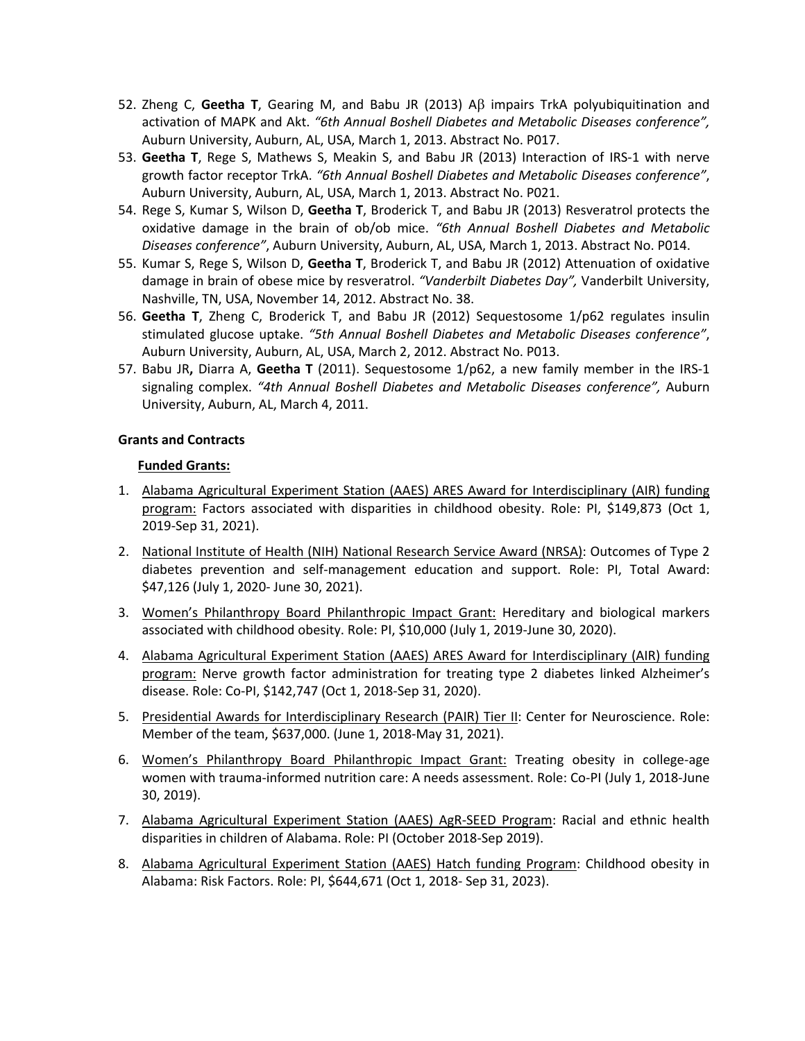52. Zheng C, **Geetha T**, Gearing M, and Babu JR (2013) Aβ impairs TrkA polyubiquitination and activation of MAPK and Akt. *"6th Annual Boshell Diabetes and Metabolic Diseases conference",* Auburn University, Auburn, AL, USA, March 1, 2013. Abstract No. P017.
53. **Geetha T**, Rege S, Mathews S, Meakin S, and Babu JR (2013) Interaction of IRS-1 with nerve growth factor receptor TrkA. *"6th Annual Boshell Diabetes and Metabolic Diseases conference"*, Auburn University, Auburn, AL, USA, March 1, 2013. Abstract No. P021.
54. Rege S, Kumar S, Wilson D, **Geetha T**, Broderick T, and Babu JR (2013) Resveratrol protects the oxidative damage in the brain of ob/ob mice. *"6th Annual Boshell Diabetes and Metabolic Diseases conference"*, Auburn University, Auburn, AL, USA, March 1, 2013. Abstract No. P014.
55. Kumar S, Rege S, Wilson D, **Geetha T**, Broderick T, and Babu JR (2012) Attenuation of oxidative damage in brain of obese mice by resveratrol. *"Vanderbilt Diabetes Day",* Vanderbilt University, Nashville, TN, USA, November 14, 2012. Abstract No. 38.
56. **Geetha T**, Zheng C, Broderick T, and Babu JR (2012) Sequestosome 1/p62 regulates insulin stimulated glucose uptake. *"5th Annual Boshell Diabetes and Metabolic Diseases conference"*, Auburn University, Auburn, AL, USA, March 2, 2012. Abstract No. P013.
57. Babu JR**,** Diarra A, **Geetha T** (2011). Sequestosome 1/p62, a new family member in the IRS-1 signaling complex. *"4th Annual Boshell Diabetes and Metabolic Diseases conference",* Auburn University, Auburn, AL, March 4, 2011.

**Grants and Contracts**

**Funded Grants:**

1. Alabama Agricultural Experiment Station (AAES) ARES Award for Interdisciplinary (AIR) funding program: Factors associated with disparities in childhood obesity. Role: PI, $149,873 (Oct 1, 2019-Sep 31, 2021).
2. National Institute of Health (NIH) National Research Service Award (NRSA): Outcomes of Type 2 diabetes prevention and self-management education and support. Role: PI, Total Award: $47,126 (July 1, 2020- June 30, 2021).
3. Women's Philanthropy Board Philanthropic Impact Grant: Hereditary and biological markers associated with childhood obesity. Role: PI, $10,000 (July 1, 2019-June 30, 2020).
4. Alabama Agricultural Experiment Station (AAES) ARES Award for Interdisciplinary (AIR) funding program: Nerve growth factor administration for treating type 2 diabetes linked Alzheimer's disease. Role: Co-PI, $142,747 (Oct 1, 2018-Sep 31, 2020).
5. Presidential Awards for Interdisciplinary Research (PAIR) Tier II: Center for Neuroscience. Role: Member of the team, $637,000. (June 1, 2018-May 31, 2021).
6. Women's Philanthropy Board Philanthropic Impact Grant: Treating obesity in college-age women with trauma-informed nutrition care: A needs assessment. Role: Co-PI (July 1, 2018-June 30, 2019).
7. Alabama Agricultural Experiment Station (AAES) AgR-SEED Program: Racial and ethnic health disparities in children of Alabama. Role: PI (October 2018-Sep 2019).
8. Alabama Agricultural Experiment Station (AAES) Hatch funding Program: Childhood obesity in Alabama: Risk Factors. Role: PI, $644,671 (Oct 1, 2018- Sep 31, 2023).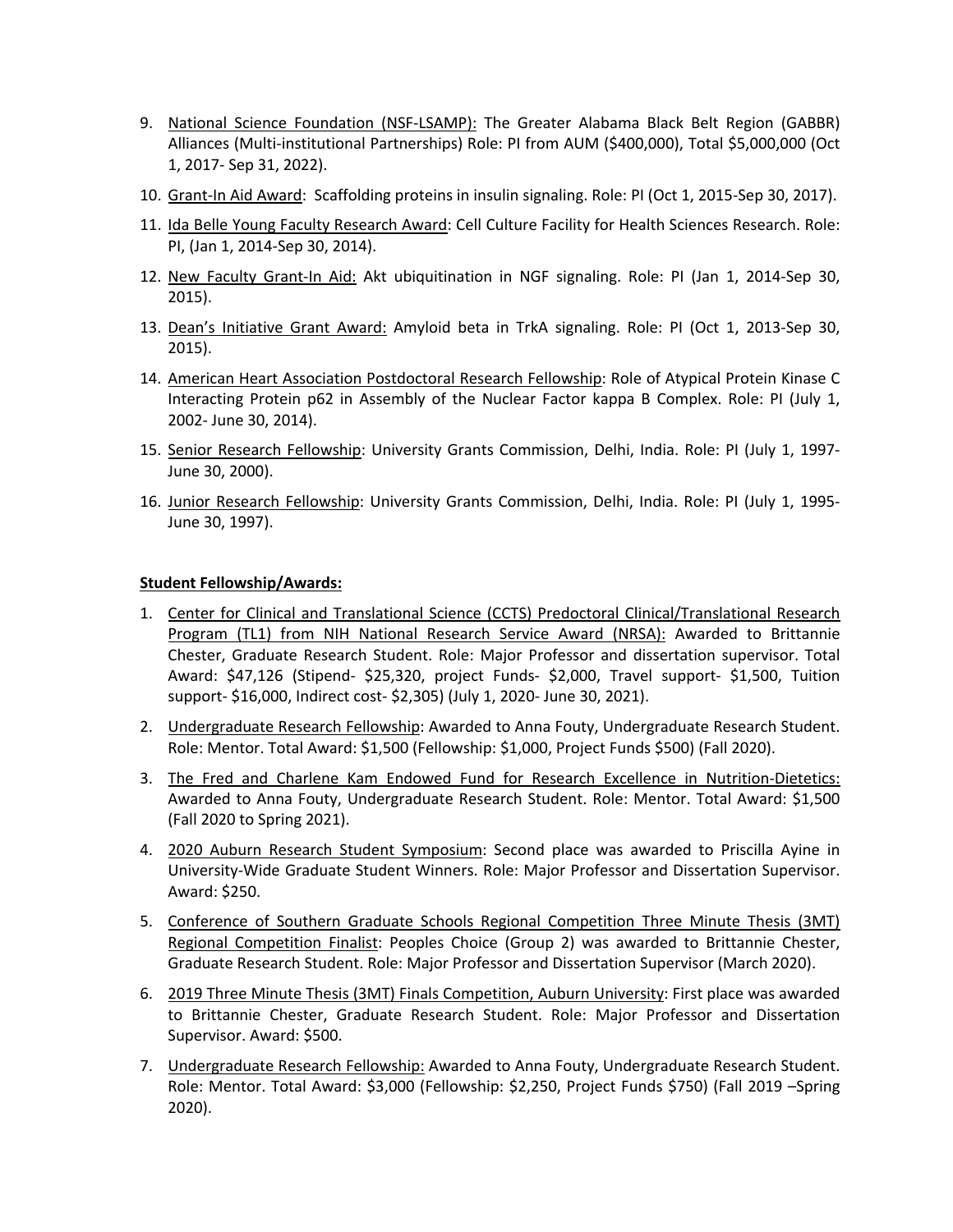9. National Science Foundation (NSF-LSAMP): The Greater Alabama Black Belt Region (GABBR) Alliances (Multi-institutional Partnerships) Role: PI from AUM ($400,000), Total $5,000,000 (Oct 1, 2017- Sep 31, 2022).
10. Grant-In Aid Award: Scaffolding proteins in insulin signaling. Role: PI (Oct 1, 2015-Sep 30, 2017).
11. Ida Belle Young Faculty Research Award: Cell Culture Facility for Health Sciences Research. Role: PI, (Jan 1, 2014-Sep 30, 2014).
12. New Faculty Grant-In Aid: Akt ubiquitination in NGF signaling. Role: PI (Jan 1, 2014-Sep 30, 2015).
13. Dean's Initiative Grant Award: Amyloid beta in TrkA signaling. Role: PI (Oct 1, 2013-Sep 30, 2015).
14. American Heart Association Postdoctoral Research Fellowship: Role of Atypical Protein Kinase C Interacting Protein p62 in Assembly of the Nuclear Factor kappa B Complex. Role: PI (July 1, 2002- June 30, 2014).
15. Senior Research Fellowship: University Grants Commission, Delhi, India. Role: PI (July 1, 1997- June 30, 2000).
16. Junior Research Fellowship: University Grants Commission, Delhi, India. Role: PI (July 1, 1995- June 30, 1997).

**Student Fellowship/Awards:**

1. Center for Clinical and Translational Science (CCTS) Predoctoral Clinical/Translational Research Program (TL1) from NIH National Research Service Award (NRSA): Awarded to Brittannie Chester, Graduate Research Student. Role: Major Professor and dissertation supervisor. Total Award: $47,126 (Stipend- $25,320, project Funds- $2,000, Travel support- $1,500, Tuition support- $16,000, Indirect cost- $2,305) (July 1, 2020- June 30, 2021).
2. Undergraduate Research Fellowship: Awarded to Anna Fouty, Undergraduate Research Student. Role: Mentor. Total Award: $1,500 (Fellowship: $1,000, Project Funds $500) (Fall 2020).
3. The Fred and Charlene Kam Endowed Fund for Research Excellence in Nutrition-Dietetics: Awarded to Anna Fouty, Undergraduate Research Student. Role: Mentor. Total Award: $1,500 (Fall 2020 to Spring 2021).
4. 2020 Auburn Research Student Symposium: Second place was awarded to Priscilla Ayine in University-Wide Graduate Student Winners. Role: Major Professor and Dissertation Supervisor. Award: $250.
5. Conference of Southern Graduate Schools Regional Competition Three Minute Thesis (3MT) Regional Competition Finalist: Peoples Choice (Group 2) was awarded to Brittannie Chester, Graduate Research Student. Role: Major Professor and Dissertation Supervisor (March 2020).
6. 2019 Three Minute Thesis (3MT) Finals Competition, Auburn University: First place was awarded to Brittannie Chester, Graduate Research Student. Role: Major Professor and Dissertation Supervisor. Award: $500.
7. Undergraduate Research Fellowship: Awarded to Anna Fouty, Undergraduate Research Student. Role: Mentor. Total Award: $3,000 (Fellowship: $2,250, Project Funds $750) (Fall 2019 –Spring 2020).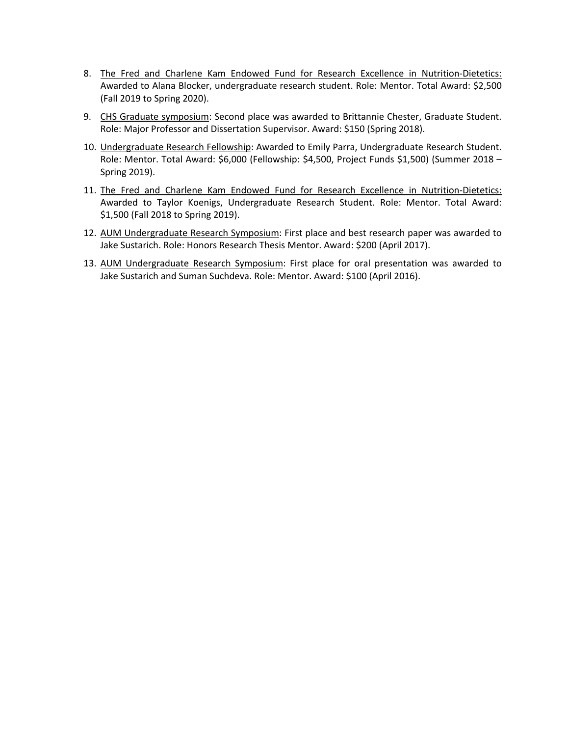8. The Fred and Charlene Kam Endowed Fund for Research Excellence in Nutrition-Dietetics: Awarded to Alana Blocker, undergraduate research student. Role: Mentor. Total Award: $2,500 (Fall 2019 to Spring 2020).
9. CHS Graduate symposium: Second place was awarded to Brittannie Chester, Graduate Student. Role: Major Professor and Dissertation Supervisor. Award: $150 (Spring 2018).
10. Undergraduate Research Fellowship: Awarded to Emily Parra, Undergraduate Research Student. Role: Mentor. Total Award: $6,000 (Fellowship: $4,500, Project Funds $1,500) (Summer 2018 – Spring 2019).
11. The Fred and Charlene Kam Endowed Fund for Research Excellence in Nutrition-Dietetics: Awarded to Taylor Koenigs, Undergraduate Research Student. Role: Mentor. Total Award: $1,500 (Fall 2018 to Spring 2019).
12. AUM Undergraduate Research Symposium: First place and best research paper was awarded to Jake Sustarich. Role: Honors Research Thesis Mentor. Award: $200 (April 2017).
13. AUM Undergraduate Research Symposium: First place for oral presentation was awarded to Jake Sustarich and Suman Suchdeva. Role: Mentor. Award: $100 (April 2016).